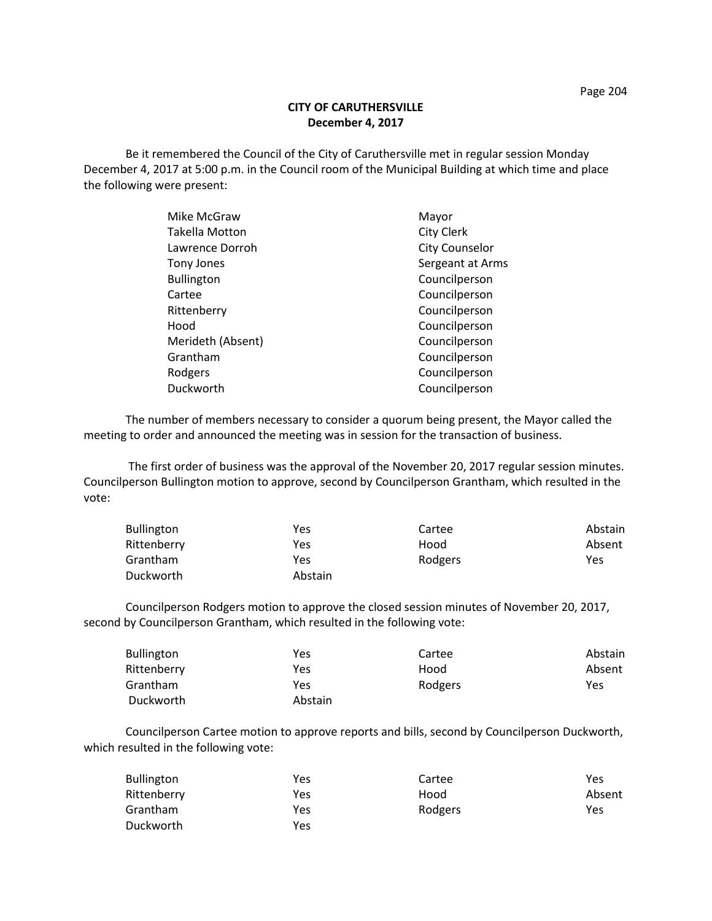# CITY OF CARUTHERSVILLE
## December 4, 2017

Be it remembered the Council of the City of Caruthersville met in regular session Monday December 4, 2017 at 5:00 p.m. in the Council room of the Municipal Building at which time and place the following were present:

| | |
|---|---|
| Mike McGraw | Mayor |
| Takella Motton | City Clerk |
| Lawrence Dorroh | City Counselor |
| Tony Jones | Sergeant at Arms |
| Bullington | Councilperson |
| Cartee | Councilperson |
| Rittenberry | Councilperson |
| Hood | Councilperson |
| Merideth (Absent) | Councilperson |
| Grantham | Councilperson |
| Rodgers | Councilperson |
| Duckworth | Councilperson |

The number of members necessary to consider a quorum being present, the Mayor called the meeting to order and announced the meeting was in session for the transaction of business.

The first order of business was the approval of the November 20, 2017 regular session minutes. Councilperson Bullington motion to approve, second by Councilperson Grantham, which resulted in the vote:

| | | | |
|---|---|---|---|
| Bullington | Yes | Cartee | Abstain |
| Rittenberry | Yes | Hood | Absent |
| Grantham | Yes | Rodgers | Yes |
| Duckworth | Abstain | | |

Councilperson Rodgers motion to approve the closed session minutes of November 20, 2017, second by Councilperson Grantham, which resulted in the following vote:

| | | | |
|---|---|---|---|
| Bullington | Yes | Cartee | Abstain |
| Rittenberry | Yes | Hood | Absent |
| Grantham | Yes | Rodgers | Yes |
| Duckworth | Abstain | | |

Councilperson Cartee motion to approve reports and bills, second by Councilperson Duckworth, which resulted in the following vote:

| | | | |
|---|---|---|---|
| Bullington | Yes | Cartee | Yes |
| Rittenberry | Yes | Hood | Absent |
| Grantham | Yes | Rodgers | Yes |
| Duckworth | Yes | | |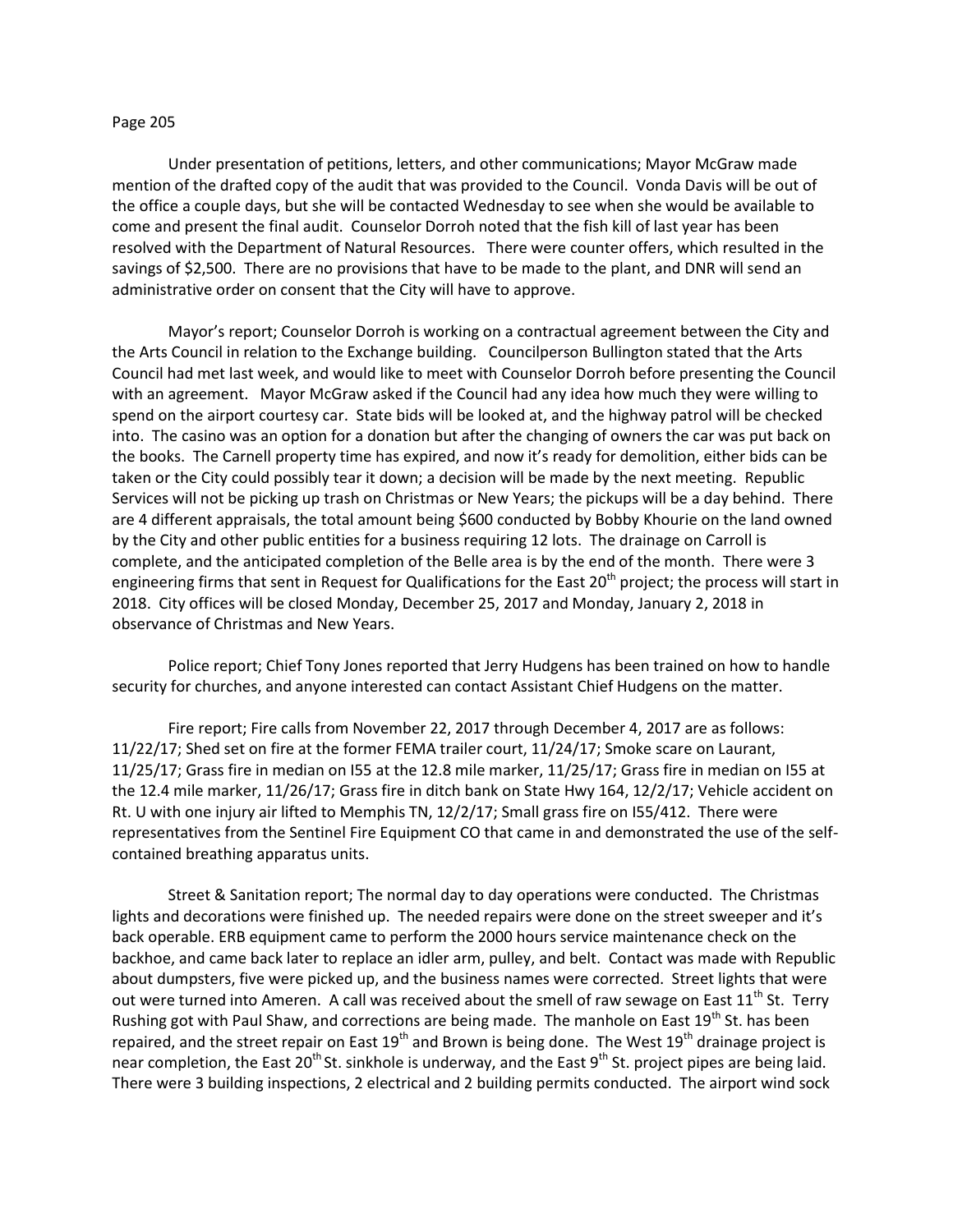Under presentation of petitions, letters, and other communications; Mayor McGraw made mention of the drafted copy of the audit that was provided to the Council. Vonda Davis will be out of the office a couple days, but she will be contacted Wednesday to see when she would be available to come and present the final audit. Counselor Dorroh noted that the fish kill of last year has been resolved with the Department of Natural Resources. There were counter offers, which resulted in the savings of $2,500. There are no provisions that have to be made to the plant, and DNR will send an administrative order on consent that the City will have to approve.

Mayor's report; Counselor Dorroh is working on a contractual agreement between the City and the Arts Council in relation to the Exchange building. Councilperson Bullington stated that the Arts Council had met last week, and would like to meet with Counselor Dorroh before presenting the Council with an agreement. Mayor McGraw asked if the Council had any idea how much they were willing to spend on the airport courtesy car. State bids will be looked at, and the highway patrol will be checked into. The casino was an option for a donation but after the changing of owners the car was put back on the books. The Carnell property time has expired, and now it's ready for demolition, either bids can be taken or the City could possibly tear it down; a decision will be made by the next meeting. Republic Services will not be picking up trash on Christmas or New Years; the pickups will be a day behind. There are 4 different appraisals, the total amount being $600 conducted by Bobby Khourie on the land owned by the City and other public entities for a business requiring 12 lots. The drainage on Carroll is complete, and the anticipated completion of the Belle area is by the end of the month. There were 3 engineering firms that sent in Request for Qualifications for the East 20th project; the process will start in 2018. City offices will be closed Monday, December 25, 2017 and Monday, January 2, 2018 in observance of Christmas and New Years.

Police report; Chief Tony Jones reported that Jerry Hudgens has been trained on how to handle security for churches, and anyone interested can contact Assistant Chief Hudgens on the matter.

Fire report; Fire calls from November 22, 2017 through December 4, 2017 are as follows: 11/22/17; Shed set on fire at the former FEMA trailer court, 11/24/17; Smoke scare on Laurant, 11/25/17; Grass fire in median on I55 at the 12.8 mile marker, 11/25/17; Grass fire in median on I55 at the 12.4 mile marker, 11/26/17; Grass fire in ditch bank on State Hwy 164, 12/2/17; Vehicle accident on Rt. U with one injury air lifted to Memphis TN, 12/2/17; Small grass fire on I55/412. There were representatives from the Sentinel Fire Equipment CO that came in and demonstrated the use of the self-contained breathing apparatus units.

Street & Sanitation report; The normal day to day operations were conducted. The Christmas lights and decorations were finished up. The needed repairs were done on the street sweeper and it's back operable. ERB equipment came to perform the 2000 hours service maintenance check on the backhoe, and came back later to replace an idler arm, pulley, and belt. Contact was made with Republic about dumpsters, five were picked up, and the business names were corrected. Street lights that were out were turned into Ameren. A call was received about the smell of raw sewage on East 11th St. Terry Rushing got with Paul Shaw, and corrections are being made. The manhole on East 19th St. has been repaired, and the street repair on East 19th and Brown is being done. The West 19th drainage project is near completion, the East 20th St. sinkhole is underway, and the East 9th St. project pipes are being laid. There were 3 building inspections, 2 electrical and 2 building permits conducted. The airport wind sock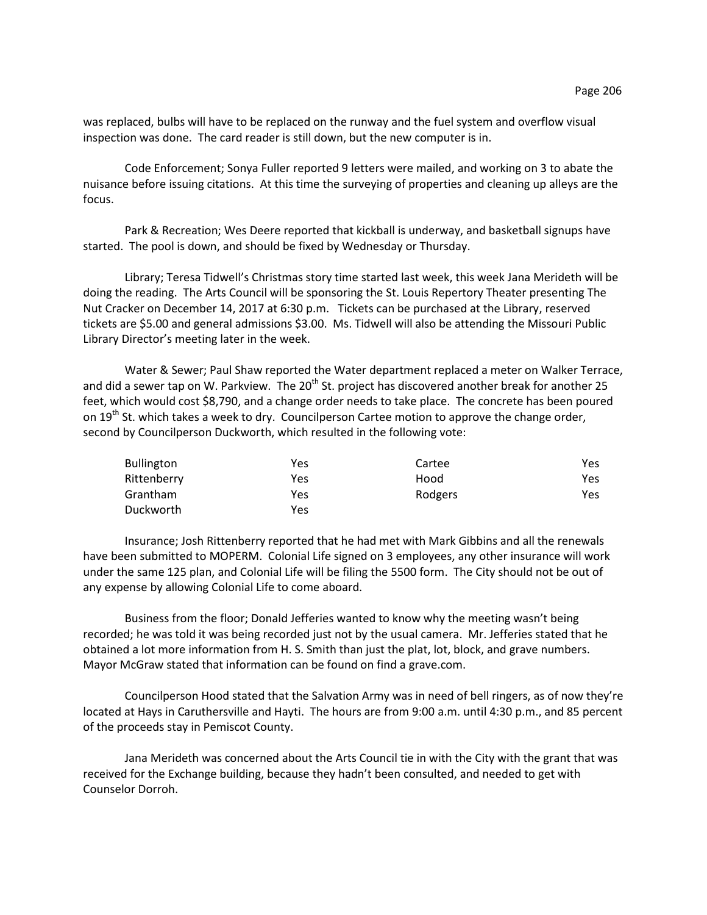was replaced, bulbs will have to be replaced on the runway and the fuel system and overflow visual inspection was done. The card reader is still down, but the new computer is in.

Code Enforcement; Sonya Fuller reported 9 letters were mailed, and working on 3 to abate the nuisance before issuing citations. At this time the surveying of properties and cleaning up alleys are the focus.

Park & Recreation; Wes Deere reported that kickball is underway, and basketball signups have started. The pool is down, and should be fixed by Wednesday or Thursday.

Library; Teresa Tidwell's Christmas story time started last week, this week Jana Merideth will be doing the reading. The Arts Council will be sponsoring the St. Louis Repertory Theater presenting The Nut Cracker on December 14, 2017 at 6:30 p.m. Tickets can be purchased at the Library, reserved tickets are $5.00 and general admissions $3.00. Ms. Tidwell will also be attending the Missouri Public Library Director's meeting later in the week.

Water & Sewer; Paul Shaw reported the Water department replaced a meter on Walker Terrace, and did a sewer tap on W. Parkview. The 20th St. project has discovered another break for another 25 feet, which would cost $8,790, and a change order needs to take place. The concrete has been poured on 19th St. which takes a week to dry. Councilperson Cartee motion to approve the change order, second by Councilperson Duckworth, which resulted in the following vote:

| | | | |
|---|---|---|---|
| Bullington | Yes | Cartee | Yes |
| Rittenberry | Yes | Hood | Yes |
| Grantham | Yes | Rodgers | Yes |
| Duckworth | Yes | | |

Insurance; Josh Rittenberry reported that he had met with Mark Gibbins and all the renewals have been submitted to MOPERM. Colonial Life signed on 3 employees, any other insurance will work under the same 125 plan, and Colonial Life will be filing the 5500 form. The City should not be out of any expense by allowing Colonial Life to come aboard.

Business from the floor; Donald Jefferies wanted to know why the meeting wasn't being recorded; he was told it was being recorded just not by the usual camera. Mr. Jefferies stated that he obtained a lot more information from H. S. Smith than just the plat, lot, block, and grave numbers. Mayor McGraw stated that information can be found on find a grave.com.

Councilperson Hood stated that the Salvation Army was in need of bell ringers, as of now they're located at Hays in Caruthersville and Hayti. The hours are from 9:00 a.m. until 4:30 p.m., and 85 percent of the proceeds stay in Pemiscot County.

Jana Merideth was concerned about the Arts Council tie in with the City with the grant that was received for the Exchange building, because they hadn't been consulted, and needed to get with Counselor Dorroh.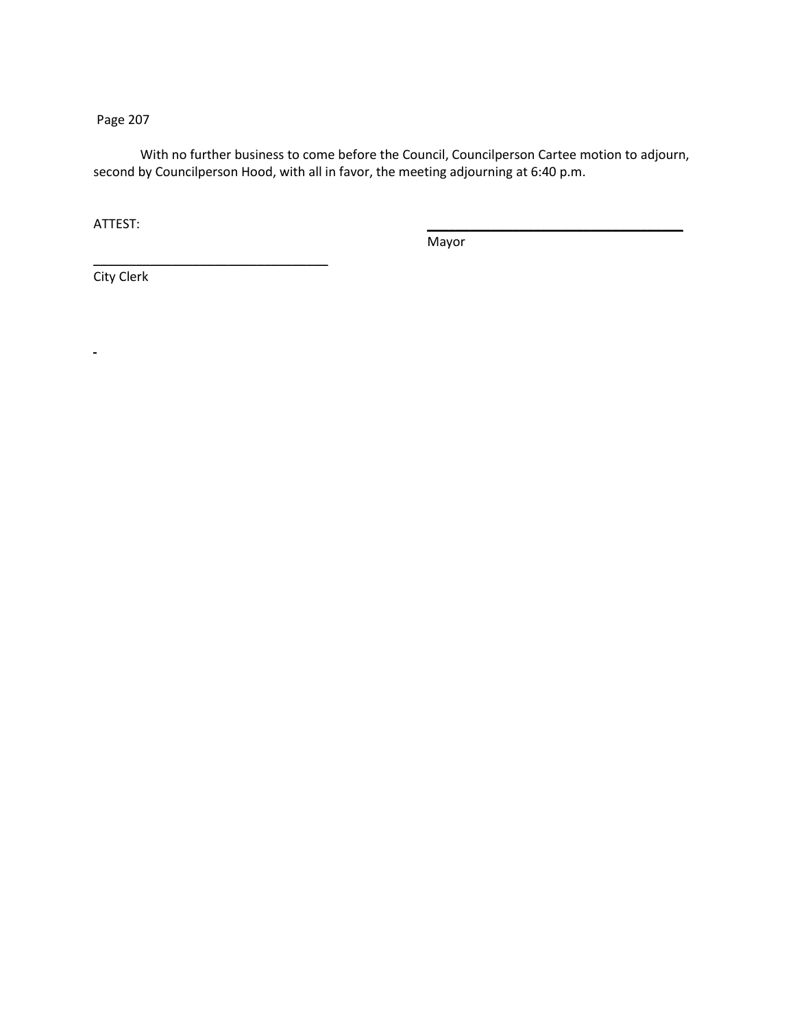With no further business to come before the Council, Councilperson Cartee motion to adjourn, second by Councilperson Hood, with all in favor, the meeting adjourning at 6:40 p.m.

ATTEST:

___________________________________
Mayor

________________________________
City Clerk